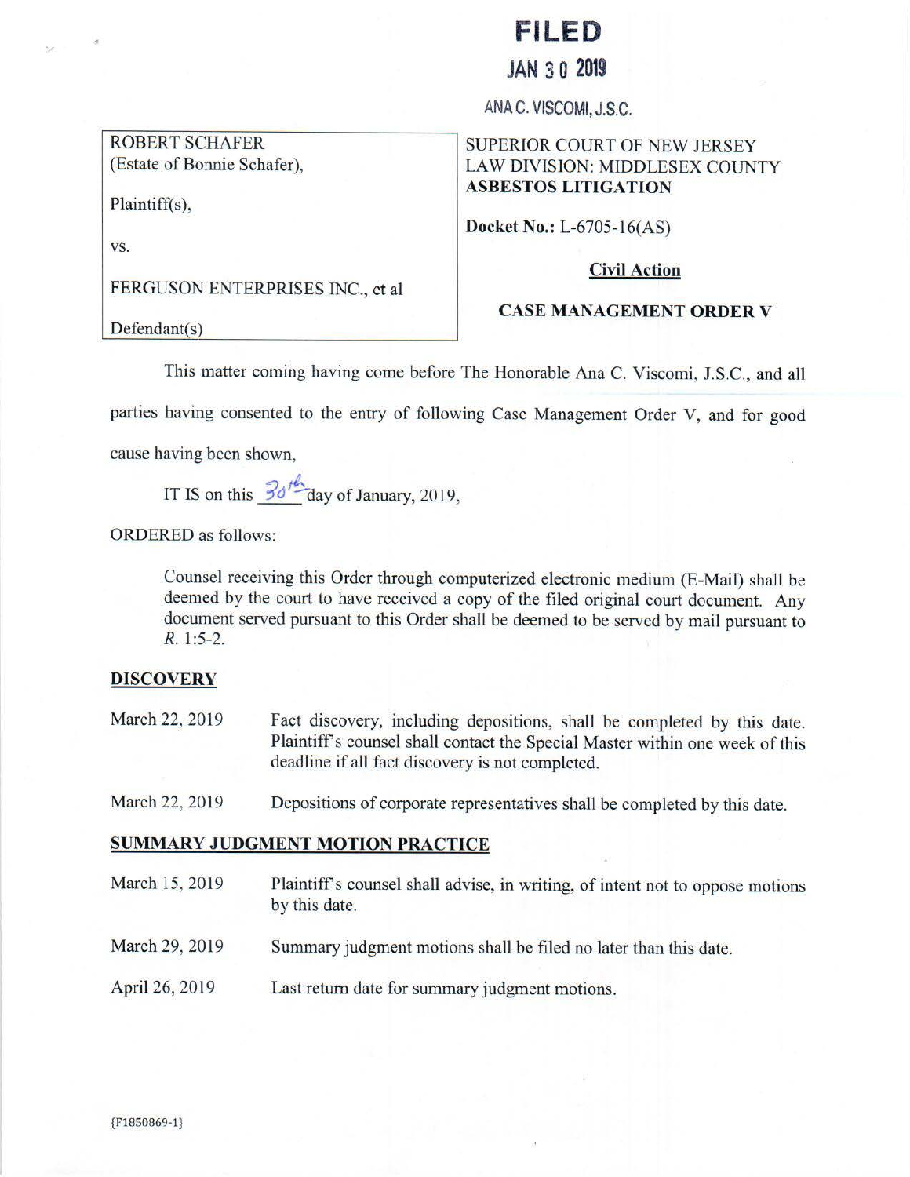**FILED**

**JAN 30 2019**

ANA C. VISCOMI, J.S.C.

| ROBERT SCHAFER (Estate of Bonnie Schafer), Plaintiff(s), vs. FERGUSON ENTERPRISES INC., et al Defendant(s) | SUPERIOR COURT OF NEW JERSEY LAW DIVISION: MIDDLESEX COUNTY **ASBESTOS LITIGATION** **Docket No.:** L-6705-16(AS) **Civil Action** **CASE MANAGEMENT ORDER V** |
|---|---|

This matter coming having come before The Honorable Ana C. Viscomi, J.S.C., and all parties having consented to the entry of following Case Management Order V, and for good cause having been shown,

IT IS on this 30th day of January, 2019,

ORDERED as follows:

Counsel receiving this Order through computerized electronic medium (E-Mail) shall be deemed by the court to have received a copy of the filed original court document. Any document served pursuant to this Order shall be deemed to be served by mail pursuant to *R.* 1:5-2.

## DISCOVERY

| | |
|---|---|
| March 22, 2019 | Fact discovery, including depositions, shall be completed by this date. Plaintiff's counsel shall contact the Special Master within one week of this deadline if all fact discovery is not completed. |
| March 22, 2019 | Depositions of corporate representatives shall be completed by this date. |

## SUMMARY JUDGMENT MOTION PRACTICE

| | |
|---|---|
| March 15, 2019 | Plaintiff's counsel shall advise, in writing, of intent not to oppose motions by this date. |
| March 29, 2019 | Summary judgment motions shall be filed no later than this date. |
| April 26, 2019 | Last return date for summary judgment motions. |

{F1850869-1}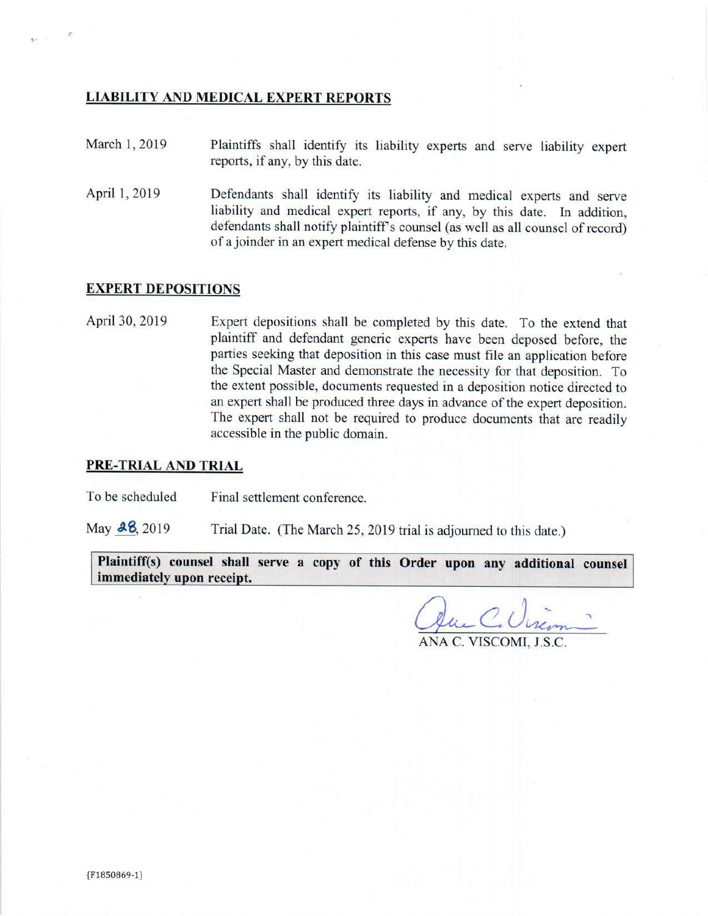**LIABILITY AND MEDICAL EXPERT REPORTS**

March 1, 2019 Plaintiffs shall identify its liability experts and serve liability expert reports, if any, by this date.

April 1, 2019 Defendants shall identify its liability and medical experts and serve liability and medical expert reports, if any, by this date. In addition, defendants shall notify plaintiff's counsel (as well as all counsel of record) of a joinder in an expert medical defense by this date.

**EXPERT DEPOSITIONS**

April 30, 2019 Expert depositions shall be completed by this date. To the extend that plaintiff and defendant generic experts have been deposed before, the parties seeking that deposition in this case must file an application before the Special Master and demonstrate the necessity for that deposition. To the extent possible, documents requested in a deposition notice directed to an expert shall be produced three days in advance of the expert deposition. The expert shall not be required to produce documents that are readily accessible in the public domain.

**PRE-TRIAL AND TRIAL**

To be scheduled Final settlement conference.

May 28, 2019 Trial Date. (The March 25, 2019 trial is adjourned to this date.)

**Plaintiff(s) counsel shall serve a copy of this Order upon any additional counsel immediately upon receipt.**

ANA C. VISCOMI, J.S.C.

{F1850869-1}